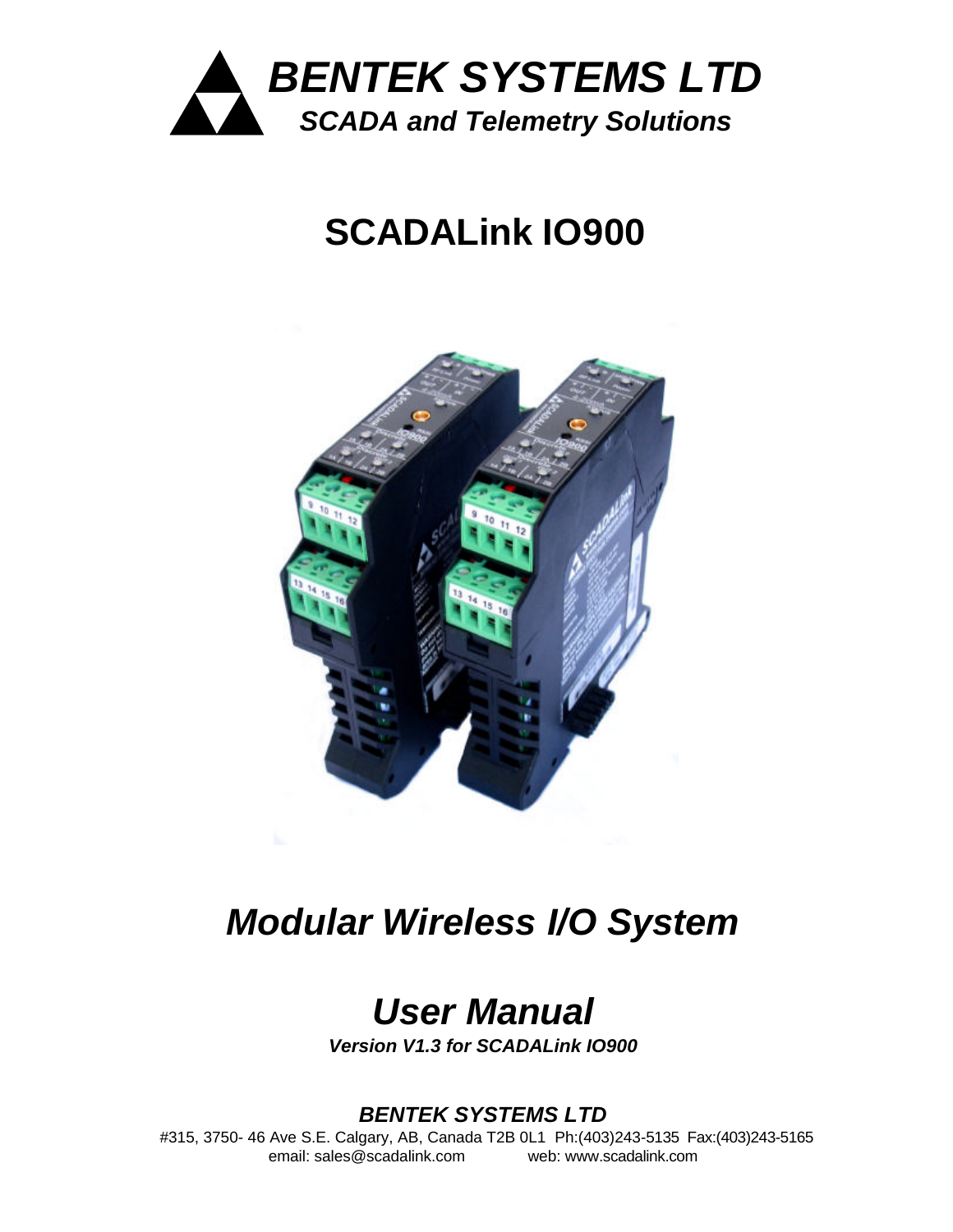# *BENTEK SYSTEMS LTD*

***SCADA and Telemetry Solutions***

# SCADALink IO900

## *Modular Wireless I/O System*

## *User Manual*

***Version V1.3 for SCADALink IO900***

***BENTEK SYSTEMS LTD***

#315, 3750- 46 Ave S.E. Calgary, AB, Canada T2B 0L1 Ph:(403)243-5135 Fax:(403)243-5165
email: sales@scadalink.com web: www.scadalink.com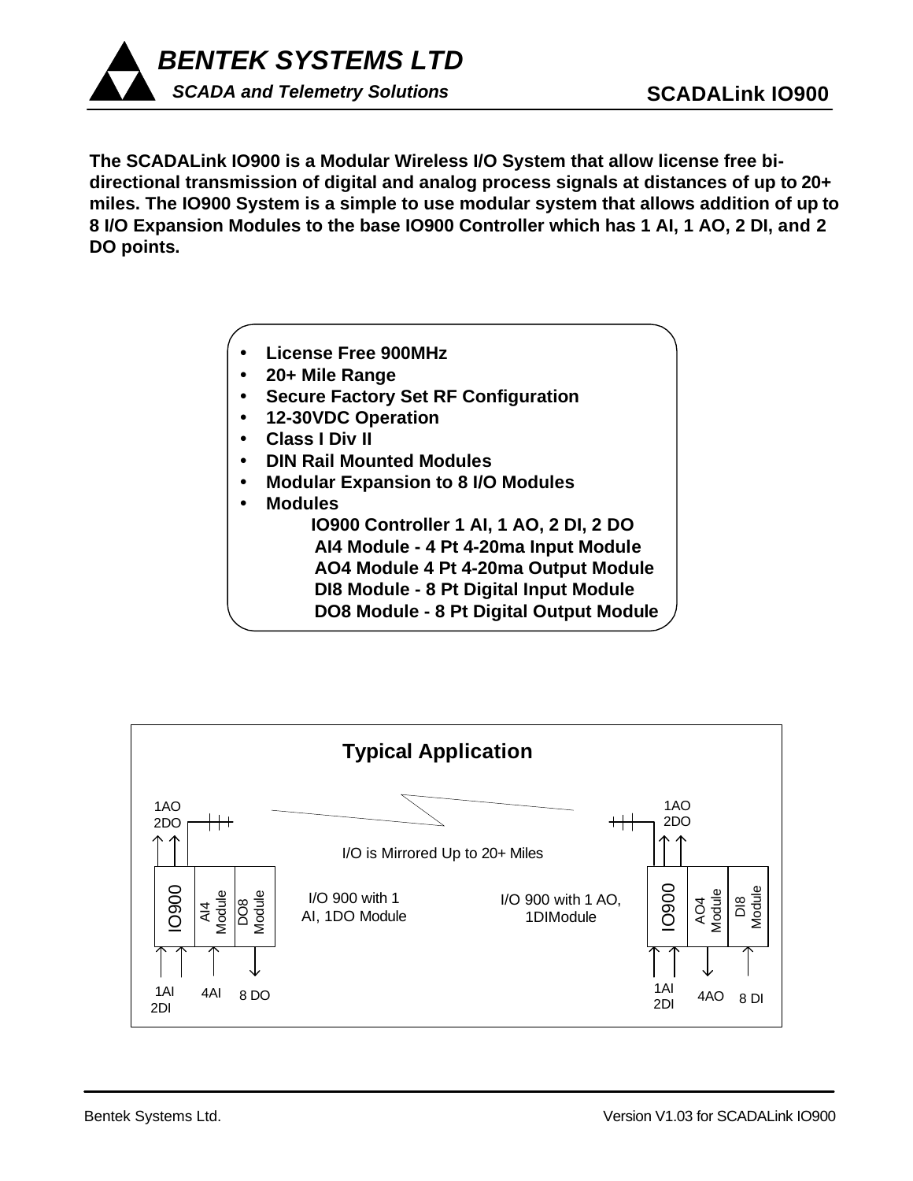**The SCADALink IO900 is a Modular Wireless I/O System that allow license free bi-directional transmission of digital and analog process signals at distances of up to 20+ miles. The IO900 System is a simple to use modular system that allows addition of up to 8 I/O Expansion Modules to the base IO900 Controller which has 1 AI, 1 AO, 2 DI, and 2 DO points.**

- **License Free 900MHz**
- **20+ Mile Range**
- **Secure Factory Set RF Configuration**
- **12-30VDC Operation**
- **Class I Div II**
- **DIN Rail Mounted Modules**
- **Modular Expansion to 8 I/O Modules**
- **Modules**
  - **IO900 Controller 1 AI, 1 AO, 2 DI, 2 DO**
  - **AI4 Module - 4 Pt 4-20ma Input Module**
  - **AO4 Module 4 Pt 4-20ma Output Module**
  - **DI8 Module - 8 Pt Digital Input Module**
  - **DO8 Module - 8 Pt Digital Output Module**

## Typical Application

I/O is Mirrored Up to 20+ Miles

I/O 900 with 1 AI, 1DO Module

I/O 900 with 1 AO, 1DIModule

1AO 2DO | IO900 | AI4 Module | DO8 Module | 1AI 2DI | 4AI | 8 DO

1AO 2DO | IO900 | AO4 Module | DI8 Module | 1AI 2DI | 4AO | 8 DI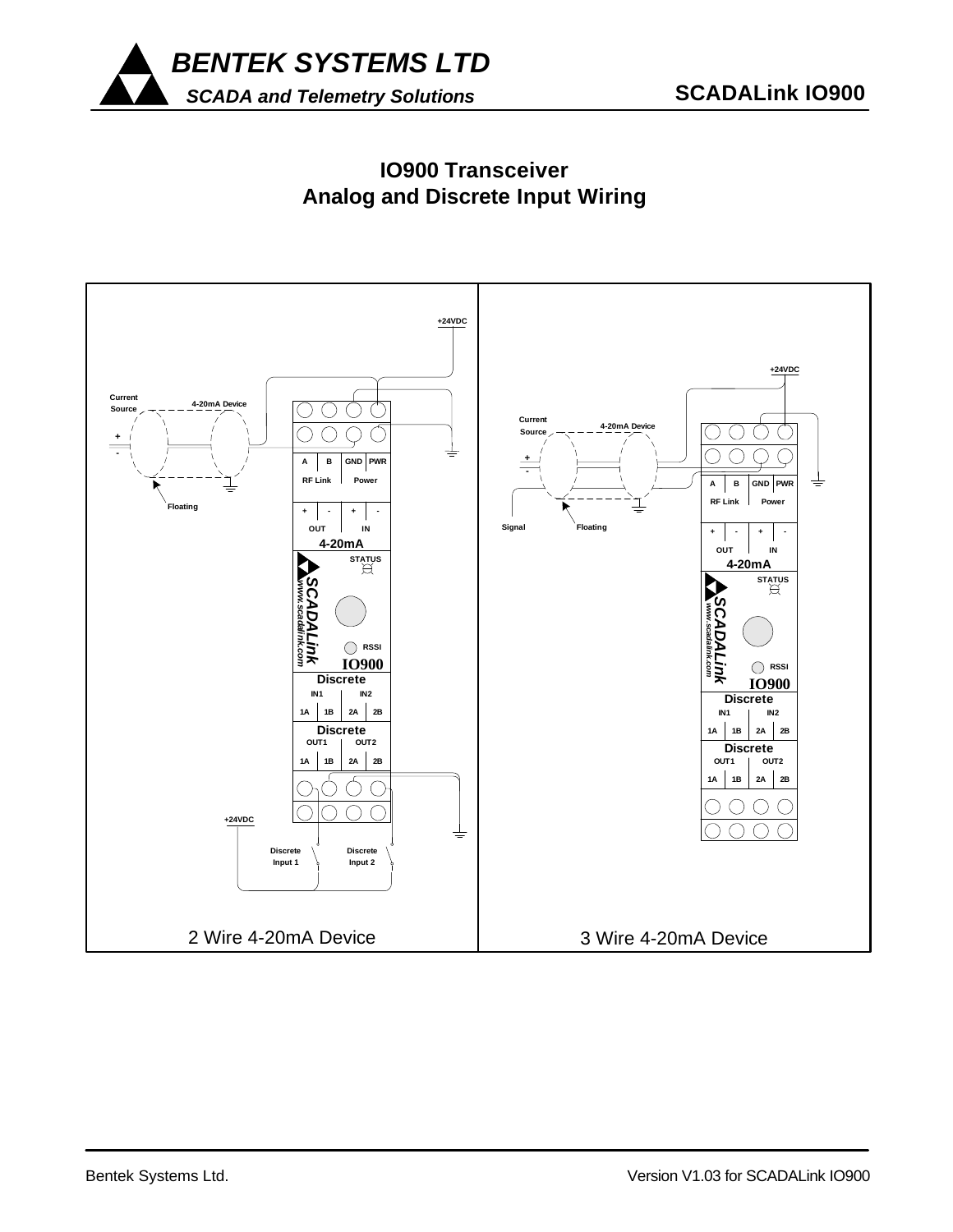# IO900 Transceiver
## Analog and Discrete Input Wiring

+24VDC

Current Source

4-20mA Device

+

-

Floating

A | B | GND | PWR

RF Link | Power

+ | - | + | -

OUT | IN

4-20mA

STATUS

SCADALink

www.scadalink.com

RSSI

IO900

Discrete

IN1 | IN2

1A | 1B | 2A | 2B

Discrete

OUT1 | OUT2

1A | 1B | 2A | 2B

+24VDC

Discrete Input 1

Discrete Input 2

2 Wire 4-20mA Device

+24VDC

Current Source

4-20mA Device

+

-

Signal

Floating

A | B | GND | PWR

RF Link | Power

+ | - | + | -

OUT | IN

4-20mA

STATUS

SCADALink

www.scadalink.com

RSSI

IO900

Discrete

IN1 | IN2

1A | 1B | 2A | 2B

Discrete

OUT1 | OUT2

1A | 1B | 2A | 2B

3 Wire 4-20mA Device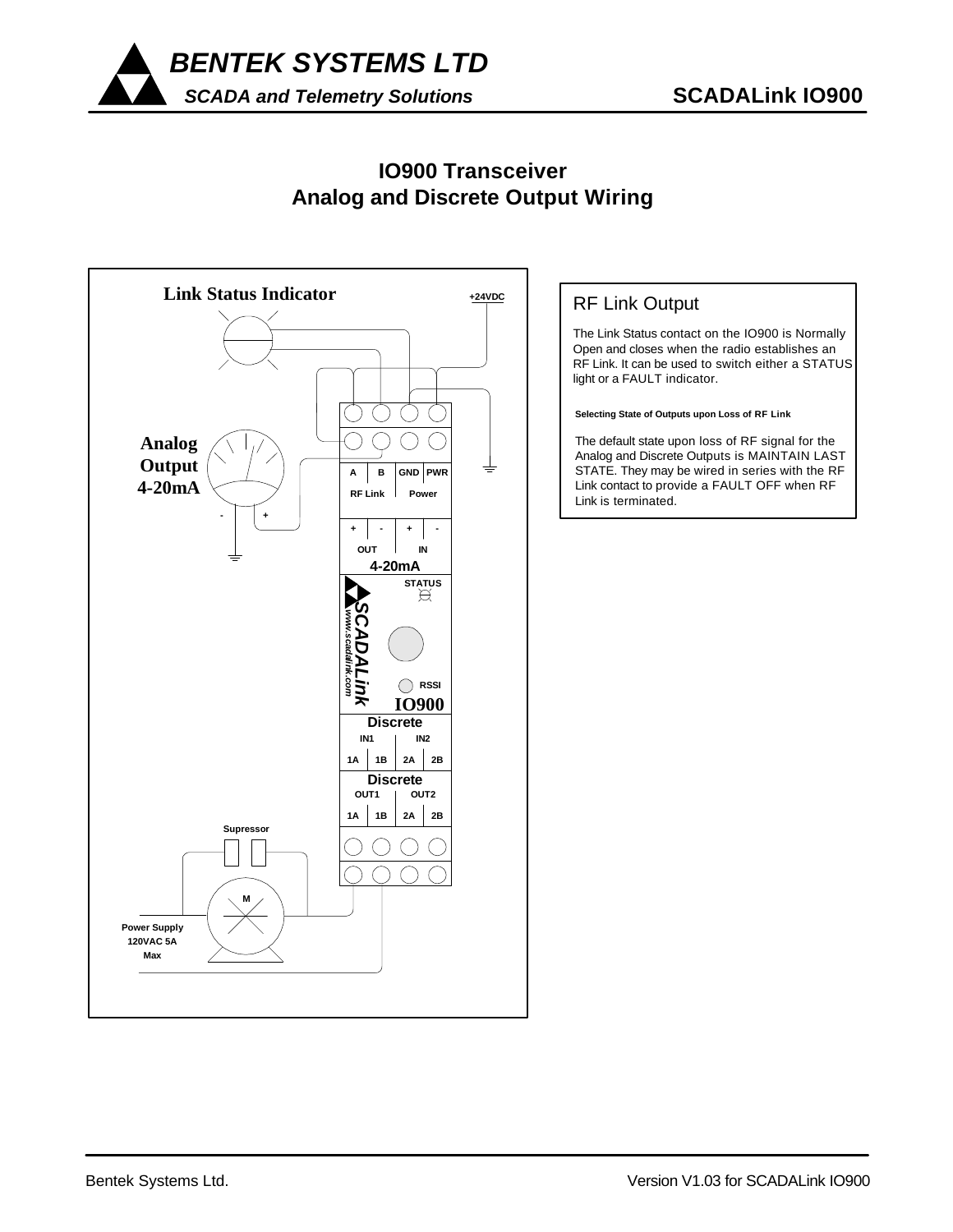# IO900 Transceiver
# Analog and Discrete Output Wiring

Link Status Indicator

+24VDC

Analog Output 4-20mA

A | B | GND | PWR

RF Link | Power

+ | - | + | -

OUT | IN

4-20mA

STATUS

SCADALink www.scadalink.com

RSSI

IO900

Discrete

IN1 | IN2

1A | 1B | 2A | 2B

Discrete

OUT1 | OUT2

1A | 1B | 2A | 2B

Supressor

M

Power Supply 120VAC 5A Max

## RF Link Output

The Link Status contact on the IO900 is Normally Open and closes when the radio establishes an RF Link. It can be used to switch either a STATUS light or a FAULT indicator.

**Selecting State of Outputs upon Loss of RF Link**

The default state upon loss of RF signal for the Analog and Discrete Outputs is MAINTAIN LAST STATE. They may be wired in series with the RF Link contact to provide a FAULT OFF when RF Link is terminated.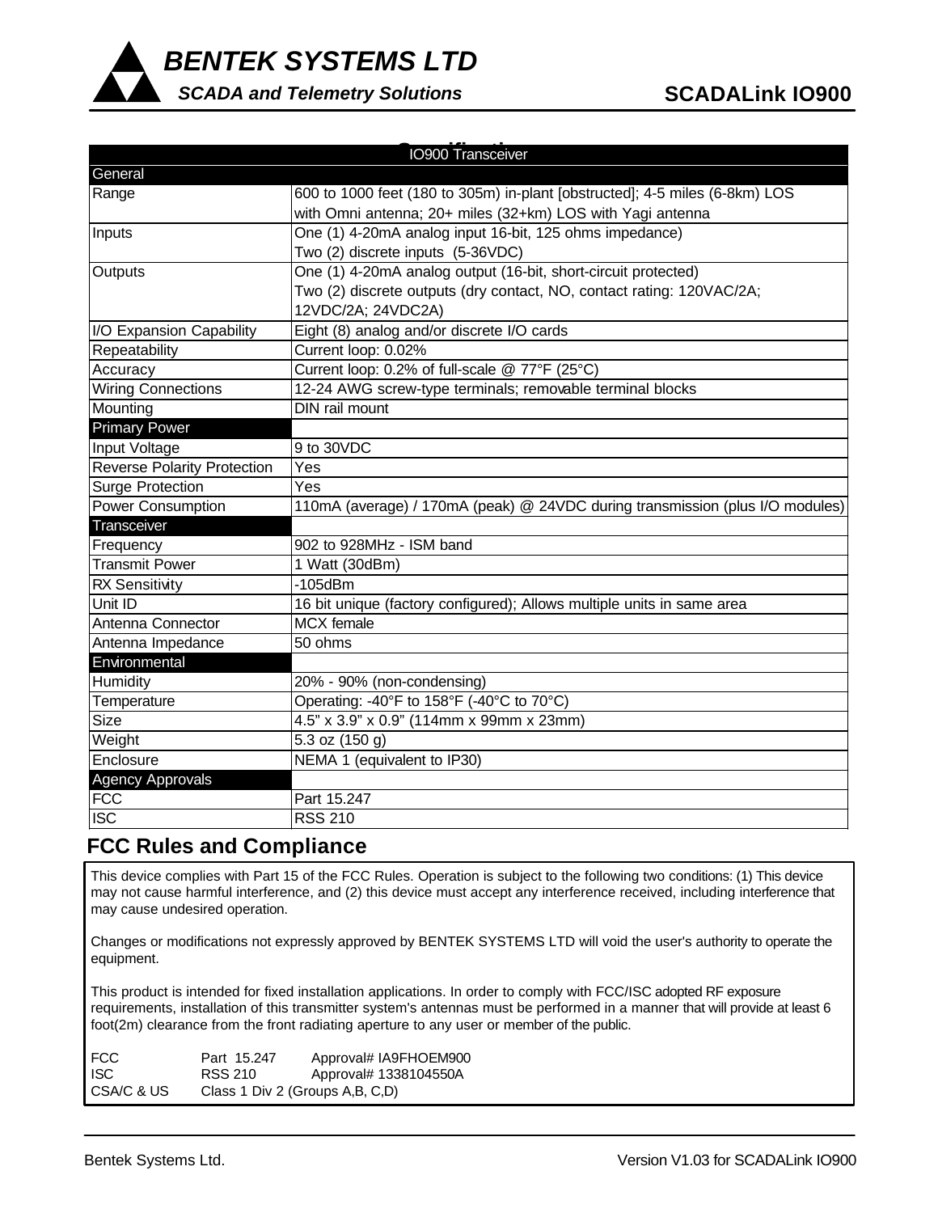## Specifications

| IO900 Transceiver | |
|---|---|
| **General** | |
| Range | 600 to 1000 feet (180 to 305m) in-plant [obstructed]; 4-5 miles (6-8km) LOS with Omni antenna; 20+ miles (32+km) LOS with Yagi antenna |
| Inputs | One (1) 4-20mA analog input 16-bit, 125 ohms impedance)<br>Two (2) discrete inputs (5-36VDC) |
| Outputs | One (1) 4-20mA analog output (16-bit, short-circuit protected)<br>Two (2) discrete outputs (dry contact, NO, contact rating: 120VAC/2A; 12VDC/2A; 24VDC2A) |
| I/O Expansion Capability | Eight (8) analog and/or discrete I/O cards |
| Repeatability | Current loop: 0.02% |
| Accuracy | Current loop: 0.2% of full-scale @ 77°F (25°C) |
| Wiring Connections | 12-24 AWG screw-type terminals; removable terminal blocks |
| Mounting | DIN rail mount |
| **Primary Power** | |
| Input Voltage | 9 to 30VDC |
| Reverse Polarity Protection | Yes |
| Surge Protection | Yes |
| Power Consumption | 110mA (average) / 170mA (peak) @ 24VDC during transmission (plus I/O modules) |
| **Transceiver** | |
| Frequency | 902 to 928MHz - ISM band |
| Transmit Power | 1 Watt (30dBm) |
| RX Sensitivity | -105dBm |
| Unit ID | 16 bit unique (factory configured); Allows multiple units in same area |
| Antenna Connector | MCX female |
| Antenna Impedance | 50 ohms |
| **Environmental** | |
| Humidity | 20% - 90% (non-condensing) |
| Temperature | Operating: -40°F to 158°F (-40°C to 70°C) |
| Size | 4.5" x 3.9" x 0.9" (114mm x 99mm x 23mm) |
| Weight | 5.3 oz (150 g) |
| Enclosure | NEMA 1 (equivalent to IP30) |
| **Agency Approvals** | |
| FCC | Part 15.247 |
| ISC | RSS 210 |

## FCC Rules and Compliance

This device complies with Part 15 of the FCC Rules. Operation is subject to the following two conditions: (1) This device may not cause harmful interference, and (2) this device must accept any interference received, including interference that may cause undesired operation.

Changes or modifications not expressly approved by BENTEK SYSTEMS LTD will void the user's authority to operate the equipment.

This product is intended for fixed installation applications. In order to comply with FCC/ISC adopted RF exposure requirements, installation of this transmitter system's antennas must be performed in a manner that will provide at least 6 foot(2m) clearance from the front radiating aperture to any user or member of the public.

| | | |
|---|---|---|
| FCC | Part 15.247 | Approval# IA9FHOEM900 |
| ISC | RSS 210 | Approval# 1338104550A |
| CSA/C & US | Class 1 Div 2 (Groups A,B, C,D) | |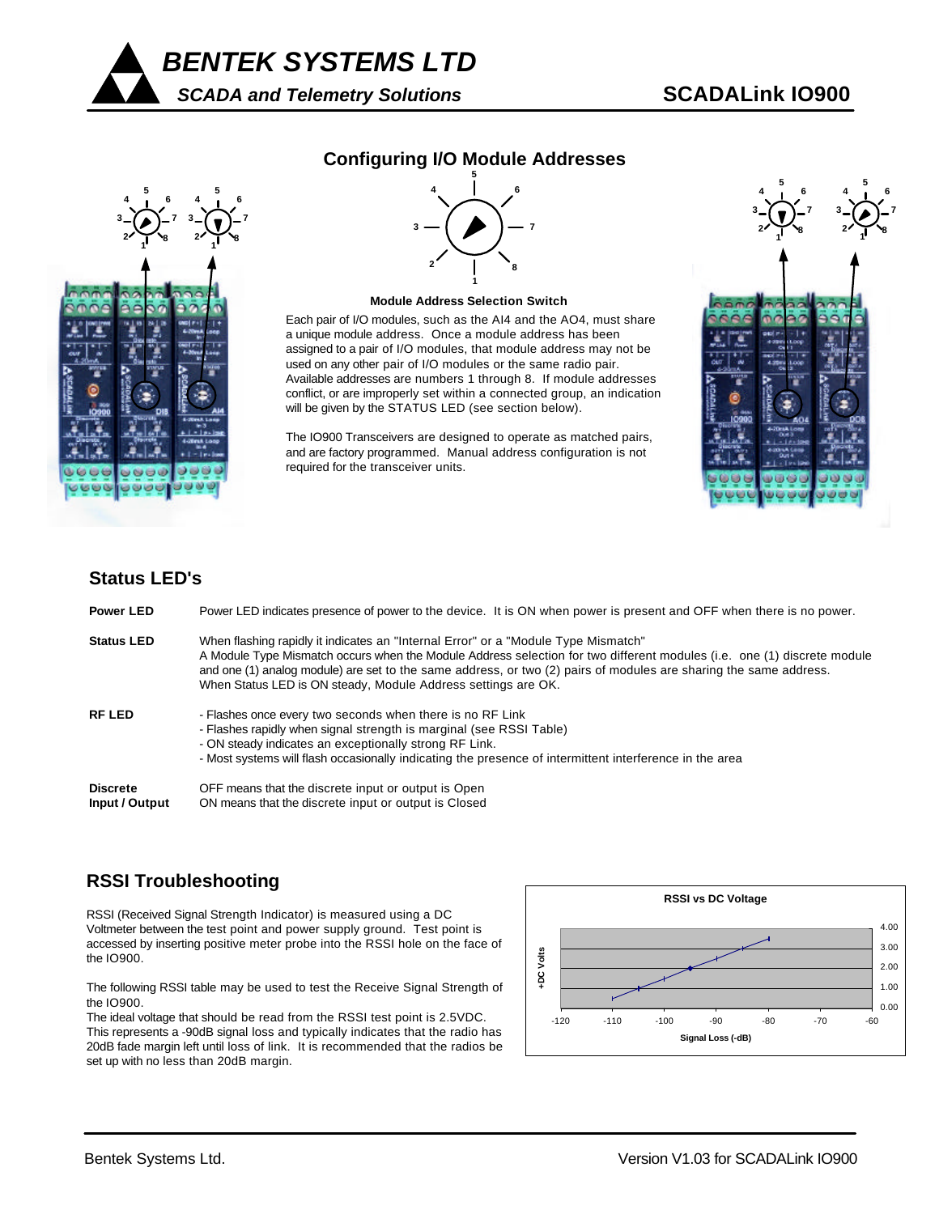## Configuring I/O Module Addresses

**Module Address Selection Switch**

Each pair of I/O modules, such as the AI4 and the AO4, must share a unique module address. Once a module address has been assigned to a pair of I/O modules, that module address may not be used on any other pair of I/O modules or the same radio pair. Available addresses are numbers 1 through 8. If module addresses conflict, or are improperly set within a connected group, an indication will be given by the STATUS LED (see section below).

The IO900 Transceivers are designed to operate as matched pairs, and are factory programmed. Manual address configuration is not required for the transceiver units.

## Status LED's

**Power LED** Power LED indicates presence of power to the device. It is ON when power is present and OFF when there is no power.

**Status LED** When flashing rapidly it indicates an "Internal Error" or a "Module Type Mismatch"
A Module Type Mismatch occurs when the Module Address selection for two different modules (i.e. one (1) discrete module and one (1) analog module) are set to the same address, or two (2) pairs of modules are sharing the same address.
When Status LED is ON steady, Module Address settings are OK.

**RF LED**
- Flashes once every two seconds when there is no RF Link
- Flashes rapidly when signal strength is marginal (see RSSI Table)
- ON steady indicates an exceptionally strong RF Link.
- Most systems will flash occasionally indicating the presence of intermittent interference in the area

**Discrete Input / Output** OFF means that the discrete input or output is Open
ON means that the discrete input or output is Closed

## RSSI Troubleshooting

RSSI (Received Signal Strength Indicator) is measured using a DC Voltmeter between the test point and power supply ground. Test point is accessed by inserting positive meter probe into the RSSI hole on the face of the IO900.

The following RSSI table may be used to test the Receive Signal Strength of the IO900.
The ideal voltage that should be read from the RSSI test point is 2.5VDC. This represents a -90dB signal loss and typically indicates that the radio has 20dB fade margin left until loss of link. It is recommended that the radios be set up with no less than 20dB margin.

**RSSI vs DC Voltage**

+DC Volts (0.00 – 4.00) vs Signal Loss (-dB) (-120 – -60)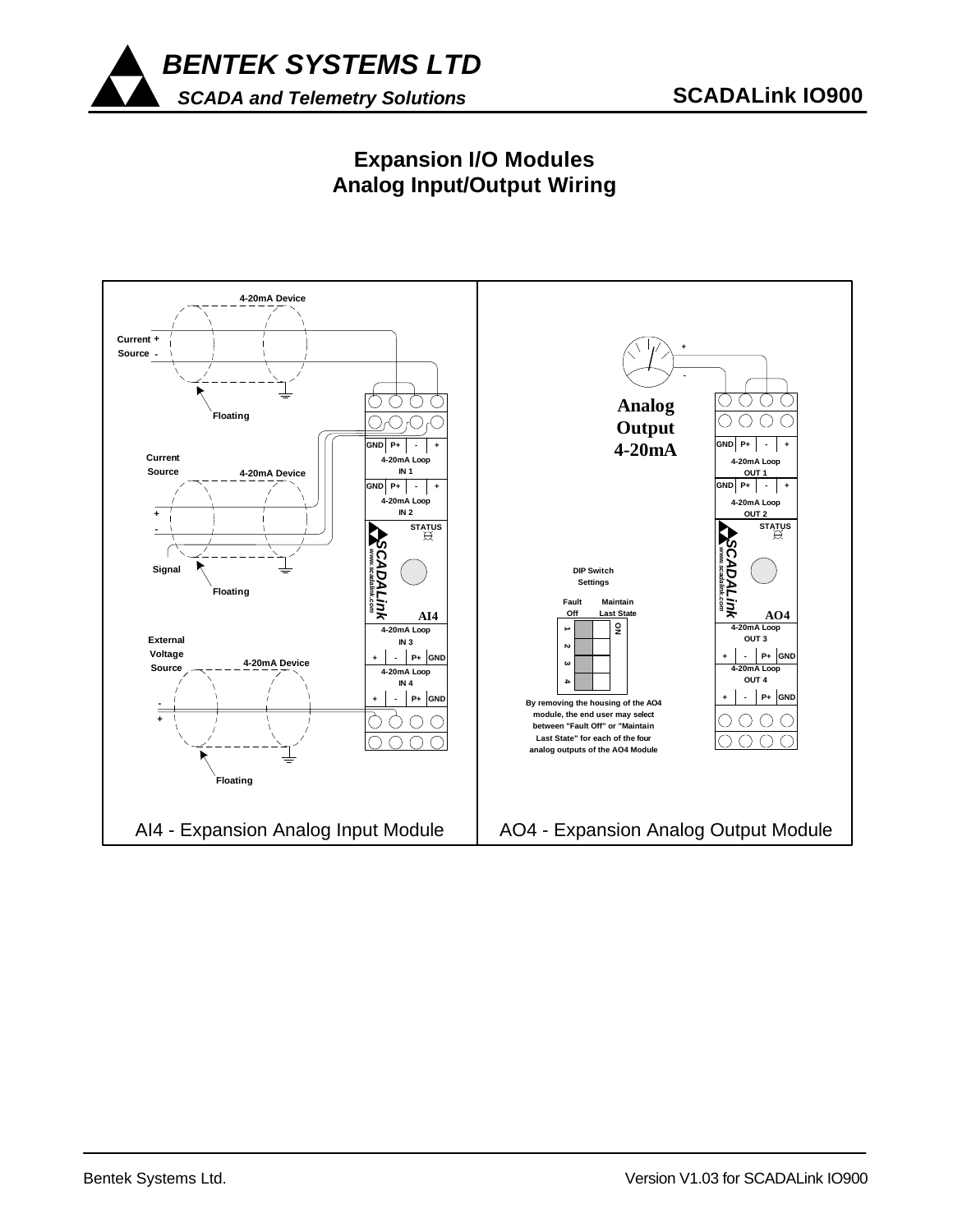# Expansion I/O Modules
# Analog Input/Output Wiring

4-20mA Device

Current + Source -

Floating

Current Source

4-20mA Device

+

-

Signal

Floating

External Voltage Source

4-20mA Device

-

+

Floating

GND | P+ | - | +

4-20mA Loop IN 1

GND | P+ | - | +

4-20mA Loop IN 2

STATUS

SCADALink www.scadalink.com

AI4

4-20mA Loop IN 3

+ | - | P+ | GND

4-20mA Loop IN 4

+ | - | P+ | GND

AI4 - Expansion Analog Input Module

+

-

Analog Output 4-20mA

GND | P+ | - | +

4-20mA Loop OUT 1

GND | P+ | - | +

4-20mA Loop OUT 2

STATUS

SCADALink www.scadalink.com

AO4

4-20mA Loop OUT 3

+ | - | P+ | GND

4-20mA Loop OUT 4

+ | - | P+ | GND

DIP Switch Settings

Fault Off — Maintain Last State

1 2 3 4 — ON

By removing the housing of the AO4 module, the end user may select between "Fault Off" or "Maintain Last State" for each of the four analog outputs of the AO4 Module

AO4 - Expansion Analog Output Module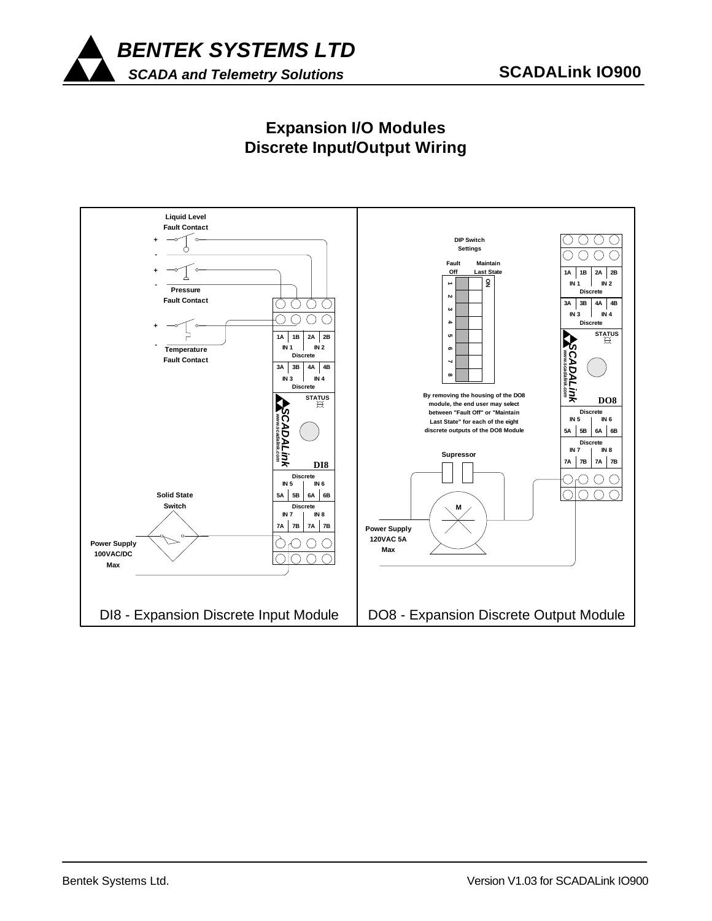# Expansion I/O Modules
## Discrete Input/Output Wiring

Liquid Level Fault Contact

Pressure Fault Contact

Temperature Fault Contact

Solid State Switch

Power Supply 100VAC/DC Max

1A 1B 2A 2B
IN 1 IN 2
Discrete

3A 3B 4A 4B
IN 3 IN 4
Discrete

STATUS

SCADALink
www.scadalink.com

DI8

Discrete
IN 5 IN 6
5A 5B 6A 6B

Discrete
IN 7 IN 8
7A 7B 7A 7B

DI8 - Expansion Discrete Input Module

DIP Switch Settings

Fault Off

Maintain Last State

ON

1 2 3 4 5 6 7 8

By removing the housing of the DO8 module, the end user may select between "Fault Off" or "Maintain Last State" for each of the eight discrete outputs of the DO8 Module

Supressor

M

Power Supply 120VAC 5A Max

1A 1B 2A 2B
IN 1 IN 2
Discrete

3A 3B 4A 4B
IN 3 IN 4
Discrete

STATUS

SCADALink
www.scadalink.com

DO8

Discrete
IN 5 IN 6
5A 5B 6A 6B

Discrete
IN 7 IN 8
7A 7B 7A 7B

DO8 - Expansion Discrete Output Module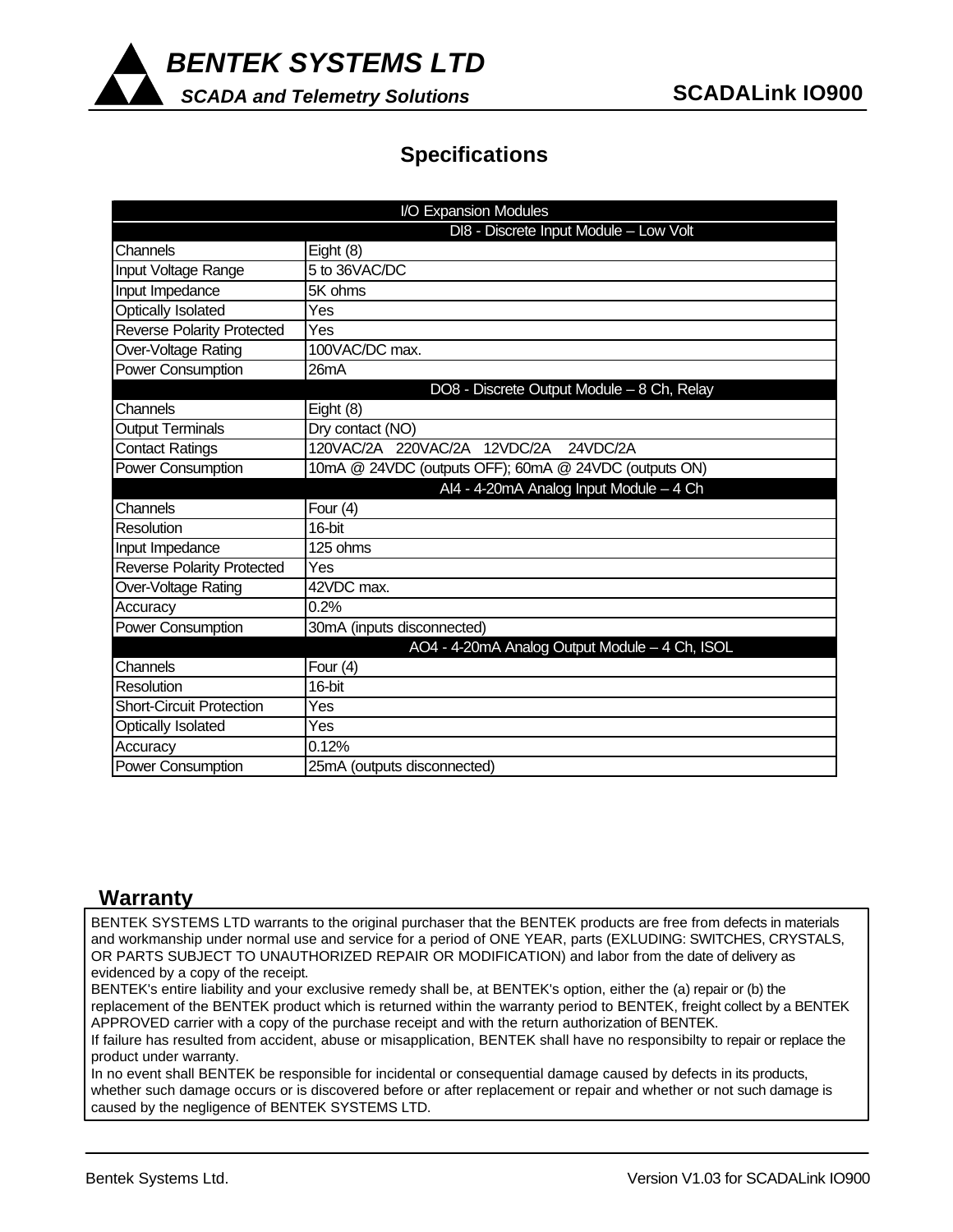## Specifications

| I/O Expansion Modules | |
|---|---|
| DI8 - Discrete Input Module – Low Volt | |
| Channels | Eight (8) |
| Input Voltage Range | 5 to 36VAC/DC |
| Input Impedance | 5K ohms |
| Optically Isolated | Yes |
| Reverse Polarity Protected | Yes |
| Over-Voltage Rating | 100VAC/DC max. |
| Power Consumption | 26mA |
| DO8 - Discrete Output Module – 8 Ch, Relay | |
| Channels | Eight (8) |
| Output Terminals | Dry contact (NO) |
| Contact Ratings | 120VAC/2A 220VAC/2A 12VDC/2A 24VDC/2A |
| Power Consumption | 10mA @ 24VDC (outputs OFF); 60mA @ 24VDC (outputs ON) |
| AI4 - 4-20mA Analog Input Module – 4 Ch | |
| Channels | Four (4) |
| Resolution | 16-bit |
| Input Impedance | 125 ohms |
| Reverse Polarity Protected | Yes |
| Over-Voltage Rating | 42VDC max. |
| Accuracy | 0.2% |
| Power Consumption | 30mA (inputs disconnected) |
| AO4 - 4-20mA Analog Output Module – 4 Ch, ISOL | |
| Channels | Four (4) |
| Resolution | 16-bit |
| Short-Circuit Protection | Yes |
| Optically Isolated | Yes |
| Accuracy | 0.12% |
| Power Consumption | 25mA (outputs disconnected) |

## Warranty

BENTEK SYSTEMS LTD warrants to the original purchaser that the BENTEK products are free from defects in materials and workmanship under normal use and service for a period of ONE YEAR, parts (EXLUDING: SWITCHES, CRYSTALS, OR PARTS SUBJECT TO UNAUTHORIZED REPAIR OR MODIFICATION) and labor from the date of delivery as evidenced by a copy of the receipt.
BENTEK's entire liability and your exclusive remedy shall be, at BENTEK's option, either the (a) repair or (b) the replacement of the BENTEK product which is returned within the warranty period to BENTEK, freight collect by a BENTEK APPROVED carrier with a copy of the purchase receipt and with the return authorization of BENTEK.
If failure has resulted from accident, abuse or misapplication, BENTEK shall have no responsibilty to repair or replace the product under warranty.
In no event shall BENTEK be responsible for incidental or consequential damage caused by defects in its products, whether such damage occurs or is discovered before or after replacement or repair and whether or not such damage is caused by the negligence of BENTEK SYSTEMS LTD.